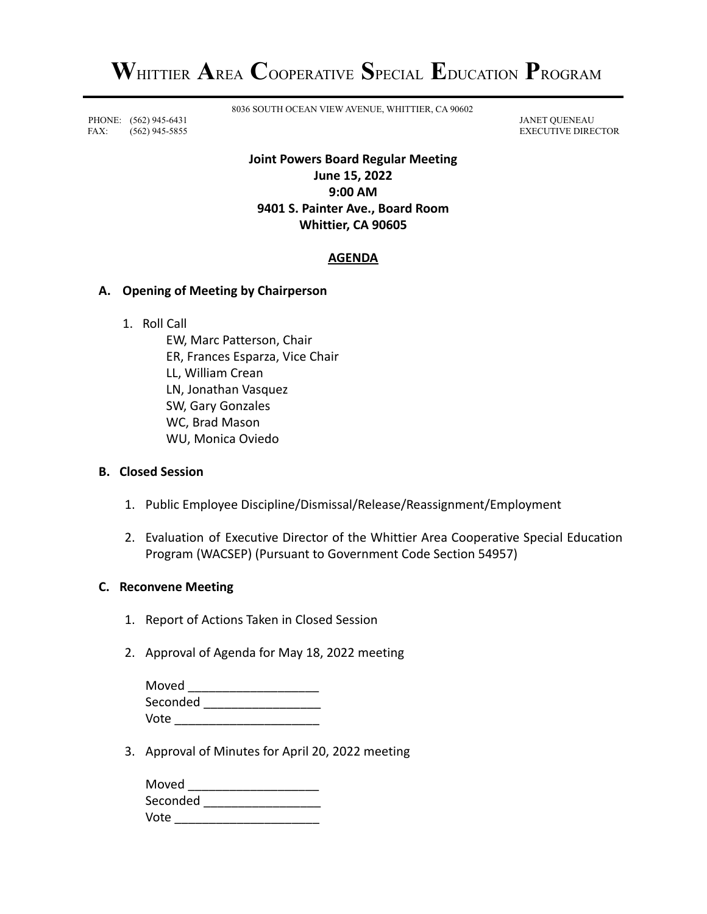# WHITTIER AREA COOPERATIVE SPECIAL EDUCATION PROGRAM

8036 SOUTH OCEAN VIEW AVENUE, WHITTIER, CA 90602

PHONE: (562) 945-6431
FAX: (562) 945-5855

JANET QUENEAU
EXECUTIVE DIRECTOR

**Joint Powers Board Regular Meeting**
**June 15, 2022**
**9:00 AM**
**9401 S. Painter Ave., Board Room**
**Whittier, CA 90605**

## AGENDA

### A. Opening of Meeting by Chairperson

1. Roll Call
   - EW, Marc Patterson, Chair
   - ER, Frances Esparza, Vice Chair
   - LL, William Crean
   - LN, Jonathan Vasquez
   - SW, Gary Gonzales
   - WC, Brad Mason
   - WU, Monica Oviedo

### B. Closed Session

1. Public Employee Discipline/Dismissal/Release/Reassignment/Employment
2. Evaluation of Executive Director of the Whittier Area Cooperative Special Education Program (WACSEP) (Pursuant to Government Code Section 54957)

### C. Reconvene Meeting

1. Report of Actions Taken in Closed Session
2. Approval of Agenda for May 18, 2022 meeting

   Moved ___________________
   Seconded _________________
   Vote _____________________

3. Approval of Minutes for April 20, 2022 meeting

   Moved ___________________
   Seconded _________________
   Vote _____________________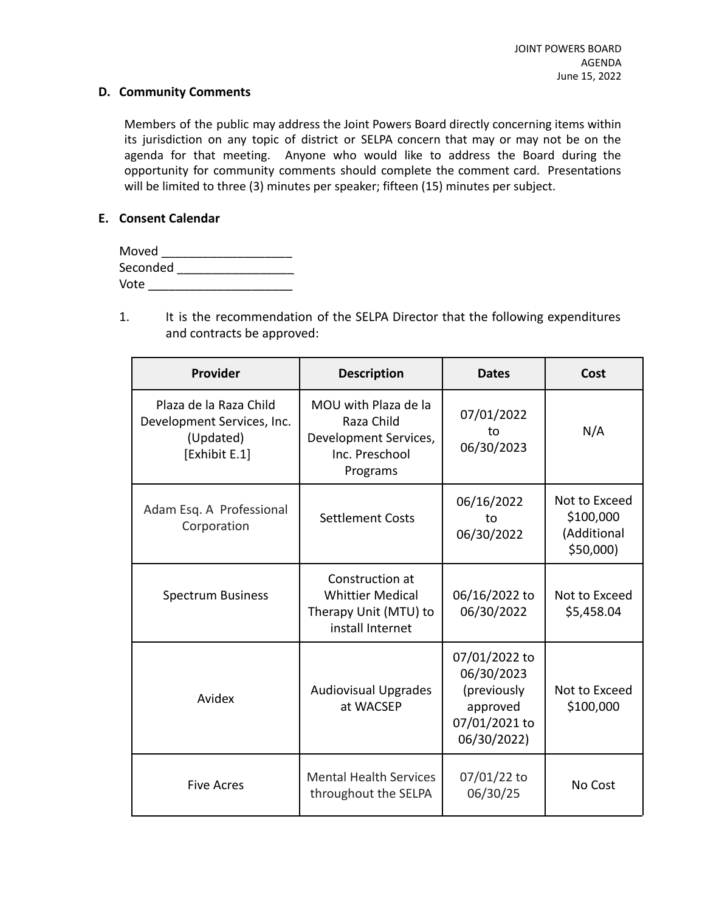### D. Community Comments

Members of the public may address the Joint Powers Board directly concerning items within its jurisdiction on any topic of district or SELPA concern that may or may not be on the agenda for that meeting. Anyone who would like to address the Board during the opportunity for community comments should complete the comment card. Presentations will be limited to three (3) minutes per speaker; fifteen (15) minutes per subject.

### E. Consent Calendar

Moved ___________________
Seconded _________________
Vote ______________________

1. It is the recommendation of the SELPA Director that the following expenditures and contracts be approved:

| Provider | Description | Dates | Cost |
|---|---|---|---|
| Plaza de la Raza Child Development Services, Inc. (Updated) [Exhibit E.1] | MOU with Plaza de la Raza Child Development Services, Inc. Preschool Programs | 07/01/2022 to 06/30/2023 | N/A |
| Adam Esq. A Professional Corporation | Settlement Costs | 06/16/2022 to 06/30/2022 | Not to Exceed $100,000 (Additional $50,000) |
| Spectrum Business | Construction at Whittier Medical Therapy Unit (MTU) to install Internet | 06/16/2022 to 06/30/2022 | Not to Exceed $5,458.04 |
| Avidex | Audiovisual Upgrades at WACSEP | 07/01/2022 to 06/30/2023 (previously approved 07/01/2021 to 06/30/2022) | Not to Exceed $100,000 |
| Five Acres | Mental Health Services throughout the SELPA | 07/01/22 to 06/30/25 | No Cost |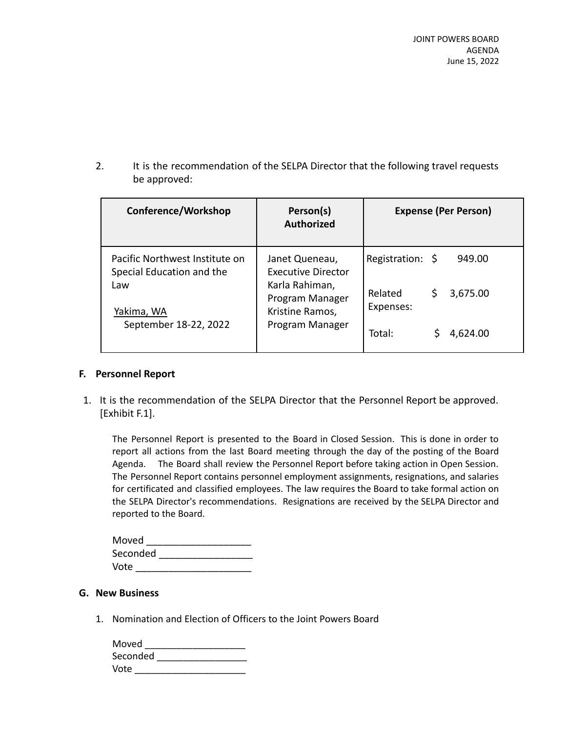2. It is the recommendation of the SELPA Director that the following travel requests be approved:

| Conference/Workshop | Person(s) Authorized | Expense (Per Person) |
|---|---|---|
| Pacific Northwest Institute on Special Education and the Law<br><br>Yakima, WA<br>September 18-22, 2022 | Janet Queneau, Executive Director<br>Karla Rahiman, Program Manager<br>Kristine Ramos, Program Manager | Registration: $ 949.00<br><br>Related Expenses: $ 3,675.00<br><br>Total: $ 4,624.00 |

## F. Personnel Report

1. It is the recommendation of the SELPA Director that the Personnel Report be approved. [Exhibit F.1].

   The Personnel Report is presented to the Board in Closed Session. This is done in order to report all actions from the last Board meeting through the day of the posting of the Board Agenda. The Board shall review the Personnel Report before taking action in Open Session. The Personnel Report contains personnel employment assignments, resignations, and salaries for certificated and classified employees. The law requires the Board to take formal action on the SELPA Director's recommendations. Resignations are received by the SELPA Director and reported to the Board.

   Moved ___________________
   Seconded _________________
   Vote _____________________

## G. New Business

1. Nomination and Election of Officers to the Joint Powers Board

   Moved ___________________
   Seconded _________________
   Vote _____________________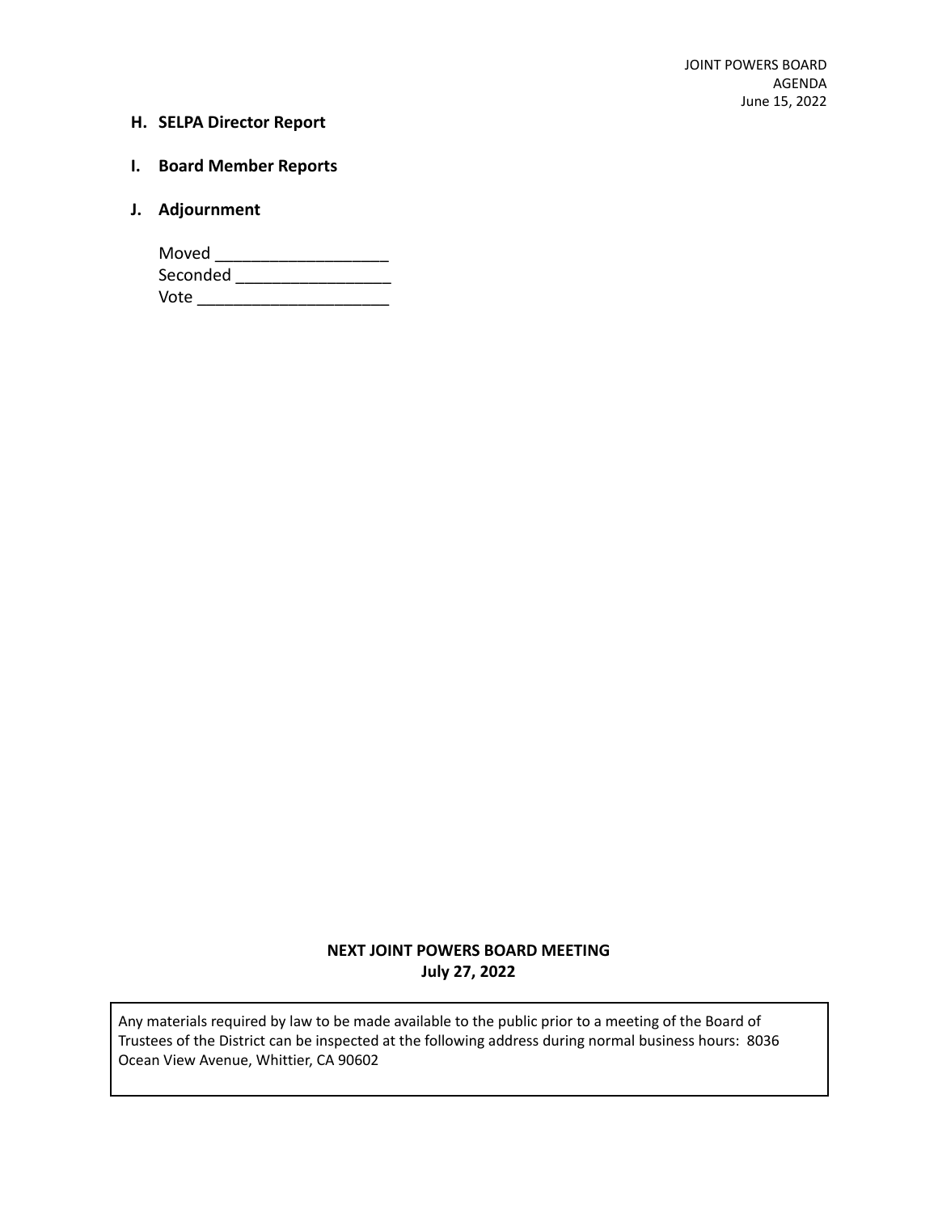**H. SELPA Director Report**

**I. Board Member Reports**

**J. Adjournment**

Moved ___________________
Seconded _________________
Vote _____________________

**NEXT JOINT POWERS BOARD MEETING**
**July 27, 2022**

Any materials required by law to be made available to the public prior to a meeting of the Board of Trustees of the District can be inspected at the following address during normal business hours: 8036 Ocean View Avenue, Whittier, CA 90602